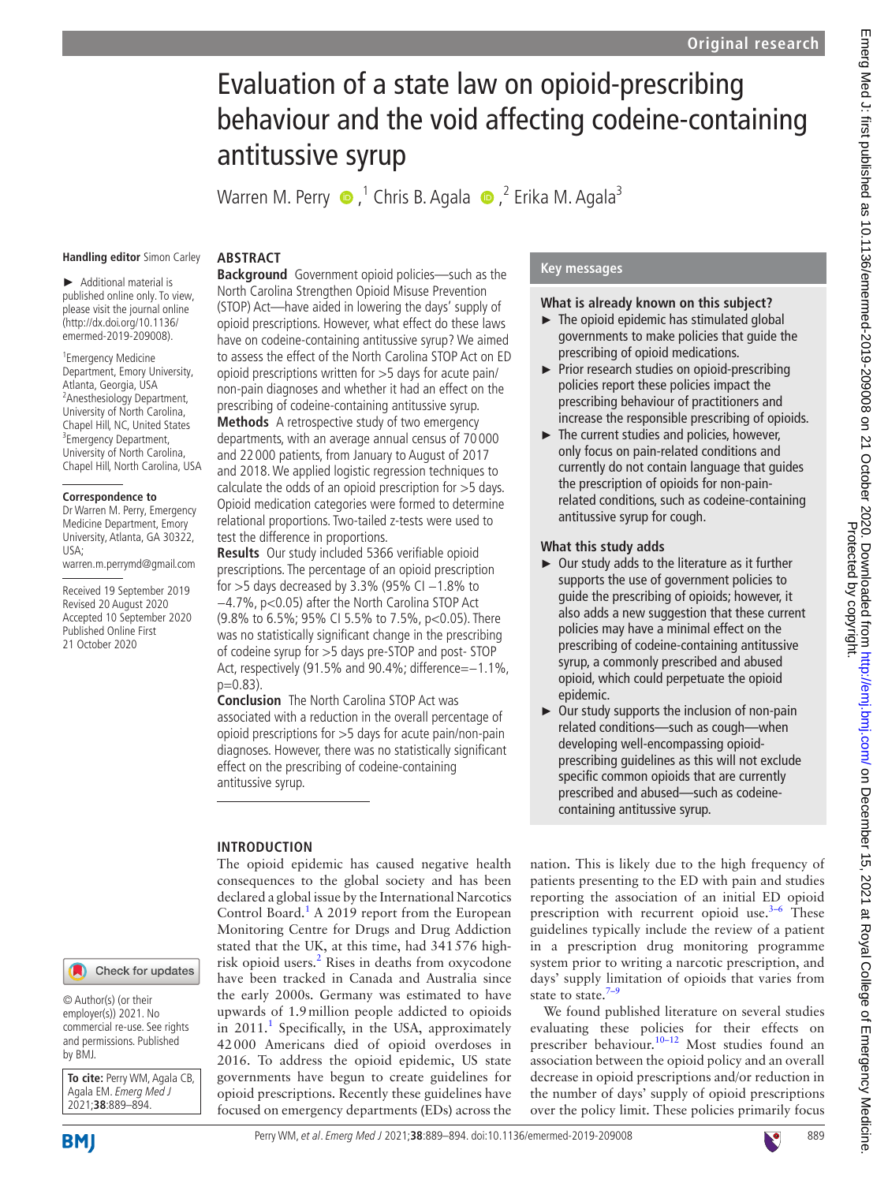Original research

# Evaluation of a state law on opioid-prescribing behaviour and the void affecting codeine-containing antitussive syrup

Warren M. Perry,[1] Chris B. Agala,[2] Erika M. Agala[3]

**Handling editor** Simon Carley

► Additional material is published online only. To view, please visit the journal online (http://dx.doi.org/10.1136/emermed-2019-209008).

[1]Emergency Medicine Department, Emory University, Atlanta, Georgia, USA
[2]Anesthesiology Department, University of North Carolina, Chapel Hill, NC, United States
[3]Emergency Department, University of North Carolina, Chapel Hill, North Carolina, USA

**Correspondence to**
Dr Warren M. Perry, Emergency Medicine Department, Emory University, Atlanta, GA 30322, USA; warren.m.perrymd@gmail.com

Received 19 September 2019
Revised 20 August 2020
Accepted 10 September 2020
Published Online First 21 October 2020

© Author(s) (or their employer(s)) 2021. No commercial re-use. See rights and permissions. Published by BMJ.

**To cite:** Perry WM, Agala CB, Agala EM. *Emerg Med J* 2021;**38**:889–894.

## ABSTRACT

**Background** Government opioid policies—such as the North Carolina Strengthen Opioid Misuse Prevention (STOP) Act—have aided in lowering the days' supply of opioid prescriptions. However, what effect do these laws have on codeine-containing antitussive syrup? We aimed to assess the effect of the North Carolina STOP Act on ED opioid prescriptions written for >5 days for acute pain/non-pain diagnoses and whether it had an effect on the prescribing of codeine-containing antitussive syrup.

**Methods** A retrospective study of two emergency departments, with an average annual census of 70 000 and 22 000 patients, from January to August of 2017 and 2018. We applied logistic regression techniques to calculate the odds of an opioid prescription for >5 days. Opioid medication categories were formed to determine relational proportions. Two-tailed z-tests were used to test the difference in proportions.

**Results** Our study included 5366 verifiable opioid prescriptions. The percentage of an opioid prescription for >5 days decreased by 3.3% (95% CI −1.8% to −4.7%, p<0.05) after the North Carolina STOP Act (9.8% to 6.5%; 95% CI 5.5% to 7.5%, p<0.05). There was no statistically significant change in the prescribing of codeine syrup for >5 days pre-STOP and post- STOP Act, respectively (91.5% and 90.4%; difference=−1.1%, p=0.83).

**Conclusion** The North Carolina STOP Act was associated with a reduction in the overall percentage of opioid prescriptions for >5 days for acute pain/non-pain diagnoses. However, there was no statistically significant effect on the prescribing of codeine-containing antitussive syrup.

## Key messages

**What is already known on this subject?**

- The opioid epidemic has stimulated global governments to make policies that guide the prescribing of opioid medications.
- Prior research studies on opioid-prescribing policies report these policies impact the prescribing behaviour of practitioners and increase the responsible prescribing of opioids.
- The current studies and policies, however, only focus on pain-related conditions and currently do not contain language that guides the prescription of opioids for non-pain-related conditions, such as codeine-containing antitussive syrup for cough.

**What this study adds**

- Our study adds to the literature as it further supports the use of government policies to guide the prescribing of opioids; however, it also adds a new suggestion that these current policies may have a minimal effect on the prescribing of codeine-containing antitussive syrup, a commonly prescribed and abused opioid, which could perpetuate the opioid epidemic.
- Our study supports the inclusion of non-pain related conditions—such as cough—when developing well-encompassing opioid-prescribing guidelines as this will not exclude specific common opioids that are currently prescribed and abused—such as codeine-containing antitussive syrup.

## INTRODUCTION

The opioid epidemic has caused negative health consequences to the global society and has been declared a global issue by the International Narcotics Control Board.[1] A 2019 report from the European Monitoring Centre for Drugs and Drug Addiction stated that the UK, at this time, had 341 576 high-risk opioid users.[2] Rises in deaths from oxycodone have been tracked in Canada and Australia since the early 2000s. Germany was estimated to have upwards of 1.9 million people addicted to opioids in 2011.[1] Specifically, in the USA, approximately 42 000 Americans died of opioid overdoses in 2016. To address the opioid epidemic, US state governments have begun to create guidelines for opioid prescriptions. Recently these guidelines have focused on emergency departments (EDs) across the nation. This is likely due to the high frequency of patients presenting to the ED with pain and studies reporting the association of an initial ED opioid prescription with recurrent opioid use.[3–6] These guidelines typically include the review of a patient in a prescription drug monitoring programme system prior to writing a narcotic prescription, and days' supply limitation of opioids that varies from state to state.[7–9]

We found published literature on several studies evaluating these policies for their effects on prescriber behaviour.[10–12] Most studies found an association between the opioid policy and an overall decrease in opioid prescriptions and/or reduction in the number of days' supply of opioid prescriptions over the policy limit. These policies primarily focus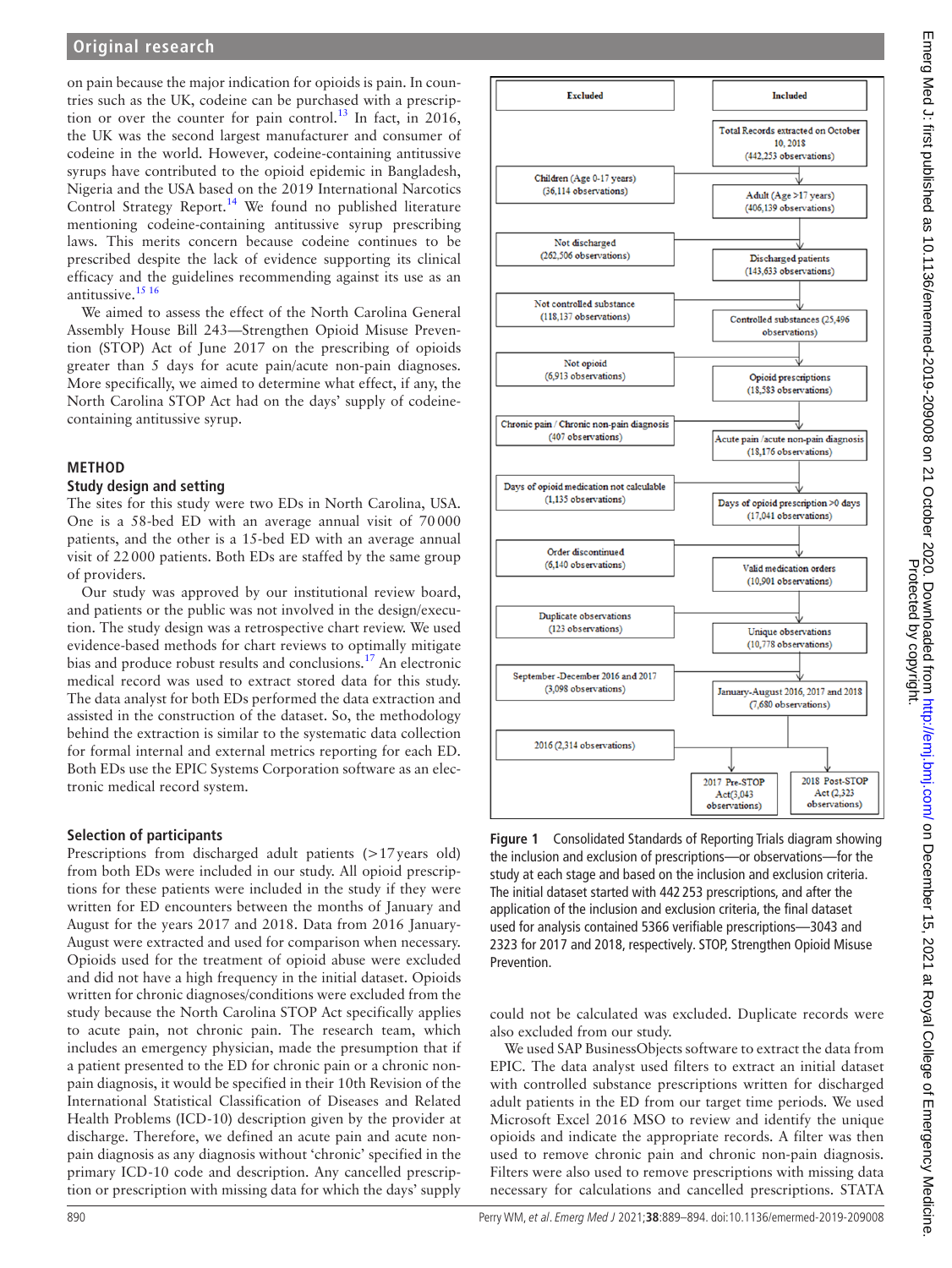on pain because the major indication for opioids is pain. In countries such as the UK, codeine can be purchased with a prescription or over the counter for pain control.[13] In fact, in 2016, the UK was the second largest manufacturer and consumer of codeine in the world. However, codeine-containing antitussive syrups have contributed to the opioid epidemic in Bangladesh, Nigeria and the USA based on the 2019 International Narcotics Control Strategy Report.[14] We found no published literature mentioning codeine-containing antitussive syrup prescribing laws. This merits concern because codeine continues to be prescribed despite the lack of evidence supporting its clinical efficacy and the guidelines recommending against its use as an antitussive.[15 16]

We aimed to assess the effect of the North Carolina General Assembly House Bill 243—Strengthen Opioid Misuse Prevention (STOP) Act of June 2017 on the prescribing of opioids greater than 5 days for acute pain/acute non-pain diagnoses. More specifically, we aimed to determine what effect, if any, the North Carolina STOP Act had on the days' supply of codeine-containing antitussive syrup.

## METHOD

### Study design and setting

The sites for this study were two EDs in North Carolina, USA. One is a 58-bed ED with an average annual visit of 70 000 patients, and the other is a 15-bed ED with an average annual visit of 22 000 patients. Both EDs are staffed by the same group of providers.

Our study was approved by our institutional review board, and patients or the public was not involved in the design/execution. The study design was a retrospective chart review. We used evidence-based methods for chart reviews to optimally mitigate bias and produce robust results and conclusions.[17] An electronic medical record was used to extract stored data for this study. The data analyst for both EDs performed the data extraction and assisted in the construction of the dataset. So, the methodology behind the extraction is similar to the systematic data collection for formal internal and external metrics reporting for each ED. Both EDs use the EPIC Systems Corporation software as an electronic medical record system.

### Selection of participants

Prescriptions from discharged adult patients (>17 years old) from both EDs were included in our study. All opioid prescriptions for these patients were included in the study if they were written for ED encounters between the months of January and August for the years 2017 and 2018. Data from 2016 January-August were extracted and used for comparison when necessary. Opioids used for the treatment of opioid abuse were excluded and did not have a high frequency in the initial dataset. Opioids written for chronic diagnoses/conditions were excluded from the study because the North Carolina STOP Act specifically applies to acute pain, not chronic pain. The research team, which includes an emergency physician, made the presumption that if a patient presented to the ED for chronic pain or a chronic non-pain diagnosis, it would be specified in their 10th Revision of the International Statistical Classification of Diseases and Related Health Problems (ICD-10) description given by the provider at discharge. Therefore, we defined an acute pain and acute non-pain diagnosis as any diagnosis without 'chronic' specified in the primary ICD-10 code and description. Any cancelled prescription or prescription with missing data for which the days' supply could not be calculated was excluded. Duplicate records were also excluded from our study.

| Excluded | Included |
|---|---|
| | Total Records extracted on October 10, 2018 (442,253 observations) |
| Children (Age 0-17 years) (36,114 observations) | Adult (Age >17 years) (406,139 observations) |
| Not discharged (262,506 observations) | Discharged patients (143,633 observations) |
| Not controlled substance (118,137 observations) | Controlled substances (25,496 observations) |
| Not opioid (6,913 observations) | Opioid prescriptions (18,583 observations) |
| Chronic pain / Chronic non-pain diagnosis (407 observations) | Acute pain /acute non-pain diagnosis (18,176 observations) |
| Days of opioid medication not calculable (1,135 observations) | Days of opioid prescription >0 days (17,041 observations) |
| Order discontinued (6,140 observations) | Valid medication orders (10,901 observations) |
| Duplicate observations (123 observations) | Unique observations (10,778 observations) |
| September -December 2016 and 2017 (3,098 observations) | January-August 2016, 2017 and 2018 (7,680 observations) |
| 2016 (2,314 observations) | 2017 Pre-STOP Act (3,043 observations); 2018 Post-STOP Act (2,323 observations) |

**Figure 1** Consolidated Standards of Reporting Trials diagram showing the inclusion and exclusion of prescriptions—or observations—for the study at each stage and based on the inclusion and exclusion criteria. The initial dataset started with 442 253 prescriptions, and after the application of the inclusion and exclusion criteria, the final dataset used for analysis contained 5366 verifiable prescriptions—3043 and 2323 for 2017 and 2018, respectively. STOP, Strengthen Opioid Misuse Prevention.

We used SAP BusinessObjects software to extract the data from EPIC. The data analyst used filters to extract an initial dataset with controlled substance prescriptions written for discharged adult patients in the ED from our target time periods. We used Microsoft Excel 2016 MSO to review and identify the unique opioids and include the appropriate records. A filter was then used to remove chronic pain and chronic non-pain diagnosis. Filters were also used to remove prescriptions with missing data necessary for calculations and cancelled prescriptions. STATA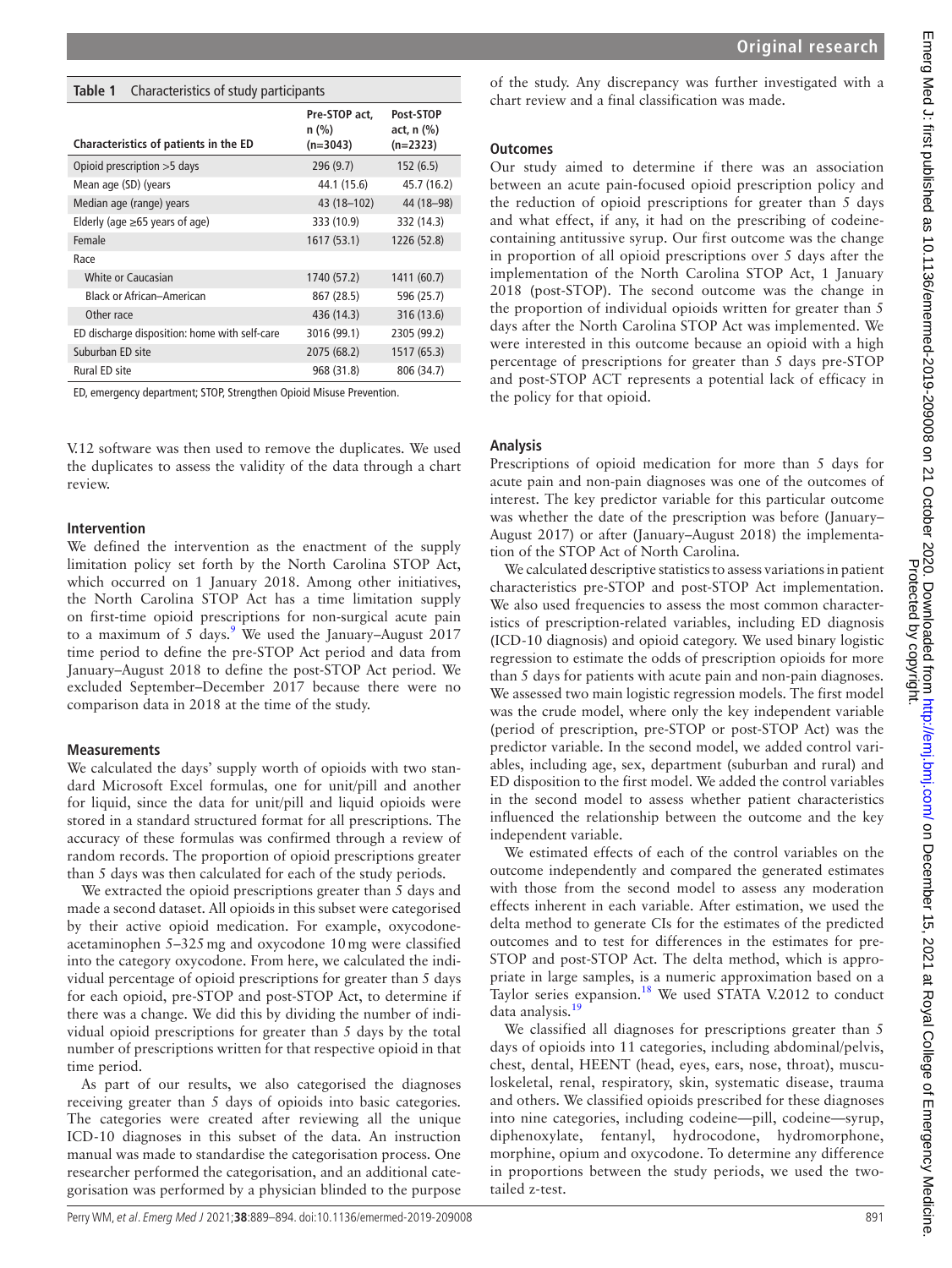**Table 1** Characteristics of study participants

| Characteristics of patients in the ED | Pre-STOP act, n (%) (n=3043) | Post-STOP act, n (%) (n=2323) |
|---|---|---|
| Opioid prescription >5 days | 296 (9.7) | 152 (6.5) |
| Mean age (SD) (years | 44.1 (15.6) | 45.7 (16.2) |
| Median age (range) years | 43 (18–102) | 44 (18–98) |
| Elderly (age ≥65 years of age) | 333 (10.9) | 332 (14.3) |
| Female | 1617 (53.1) | 1226 (52.8) |
| Race | | |
| White or Caucasian | 1740 (57.2) | 1411 (60.7) |
| Black or African–American | 867 (28.5) | 596 (25.7) |
| Other race | 436 (14.3) | 316 (13.6) |
| ED discharge disposition: home with self-care | 3016 (99.1) | 2305 (99.2) |
| Suburban ED site | 2075 (68.2) | 1517 (65.3) |
| Rural ED site | 968 (31.8) | 806 (34.7) |

ED, emergency department; STOP, Strengthen Opioid Misuse Prevention.

V.12 software was then used to remove the duplicates. We used the duplicates to assess the validity of the data through a chart review.

### Intervention

We defined the intervention as the enactment of the supply limitation policy set forth by the North Carolina STOP Act, which occurred on 1 January 2018. Among other initiatives, the North Carolina STOP Act has a time limitation supply on first-time opioid prescriptions for non-surgical acute pain to a maximum of 5 days.[9] We used the January–August 2017 time period to define the pre-STOP Act period and data from January–August 2018 to define the post-STOP Act period. We excluded September–December 2017 because there were no comparison data in 2018 at the time of the study.

### Measurements

We calculated the days' supply worth of opioids with two standard Microsoft Excel formulas, one for unit/pill and another for liquid, since the data for unit/pill and liquid opioids were stored in a standard structured format for all prescriptions. The accuracy of these formulas was confirmed through a review of random records. The proportion of opioid prescriptions greater than 5 days was then calculated for each of the study periods.

We extracted the opioid prescriptions greater than 5 days and made a second dataset. All opioids in this subset were categorised by their active opioid medication. For example, oxycodone-acetaminophen 5–325 mg and oxycodone 10 mg were classified into the category oxycodone. From here, we calculated the individual percentage of opioid prescriptions for greater than 5 days for each opioid, pre-STOP and post-STOP Act, to determine if there was a change. We did this by dividing the number of individual opioid prescriptions for greater than 5 days by the total number of prescriptions written for that respective opioid in that time period.

As part of our results, we also categorised the diagnoses receiving greater than 5 days of opioids into basic categories. The categories were created after reviewing all the unique ICD-10 diagnoses in this subset of the data. An instruction manual was made to standardise the categorisation process. One researcher performed the categorisation, and an additional categorisation was performed by a physician blinded to the purpose of the study. Any discrepancy was further investigated with a chart review and a final classification was made.

### Outcomes

Our study aimed to determine if there was an association between an acute pain-focused opioid prescription policy and the reduction of opioid prescriptions for greater than 5 days and what effect, if any, it had on the prescribing of codeine-containing antitussive syrup. Our first outcome was the change in proportion of all opioid prescriptions over 5 days after the implementation of the North Carolina STOP Act, 1 January 2018 (post-STOP). The second outcome was the change in the proportion of individual opioids written for greater than 5 days after the North Carolina STOP Act was implemented. We were interested in this outcome because an opioid with a high percentage of prescriptions for greater than 5 days pre-STOP and post-STOP ACT represents a potential lack of efficacy in the policy for that opioid.

### Analysis

Prescriptions of opioid medication for more than 5 days for acute pain and non-pain diagnoses was one of the outcomes of interest. The key predictor variable for this particular outcome was whether the date of the prescription was before (January–August 2017) or after (January–August 2018) the implementation of the STOP Act of North Carolina.

We calculated descriptive statistics to assess variations in patient characteristics pre-STOP and post-STOP Act implementation. We also used frequencies to assess the most common characteristics of prescription-related variables, including ED diagnosis (ICD-10 diagnosis) and opioid category. We used binary logistic regression to estimate the odds of prescription opioids for more than 5 days for patients with acute pain and non-pain diagnoses. We assessed two main logistic regression models. The first model was the crude model, where only the key independent variable (period of prescription, pre-STOP or post-STOP Act) was the predictor variable. In the second model, we added control variables, including age, sex, department (suburban and rural) and ED disposition to the first model. We added the control variables in the second model to assess whether patient characteristics influenced the relationship between the outcome and the key independent variable.

We estimated effects of each of the control variables on the outcome independently and compared the generated estimates with those from the second model to assess any moderation effects inherent in each variable. After estimation, we used the delta method to generate CIs for the estimates of the predicted outcomes and to test for differences in the estimates for pre-STOP and post-STOP Act. The delta method, which is appropriate in large samples, is a numeric approximation based on a Taylor series expansion.[18] We used STATA V.2012 to conduct data analysis.[19]

We classified all diagnoses for prescriptions greater than 5 days of opioids into 11 categories, including abdominal/pelvis, chest, dental, HEENT (head, eyes, ears, nose, throat), musculoskeletal, renal, respiratory, skin, systematic disease, trauma and others. We classified opioids prescribed for these diagnoses into nine categories, including codeine—pill, codeine—syrup, diphenoxylate, fentanyl, hydrocodone, hydromorphone, morphine, opium and oxycodone. To determine any difference in proportions between the study periods, we used the two-tailed z-test.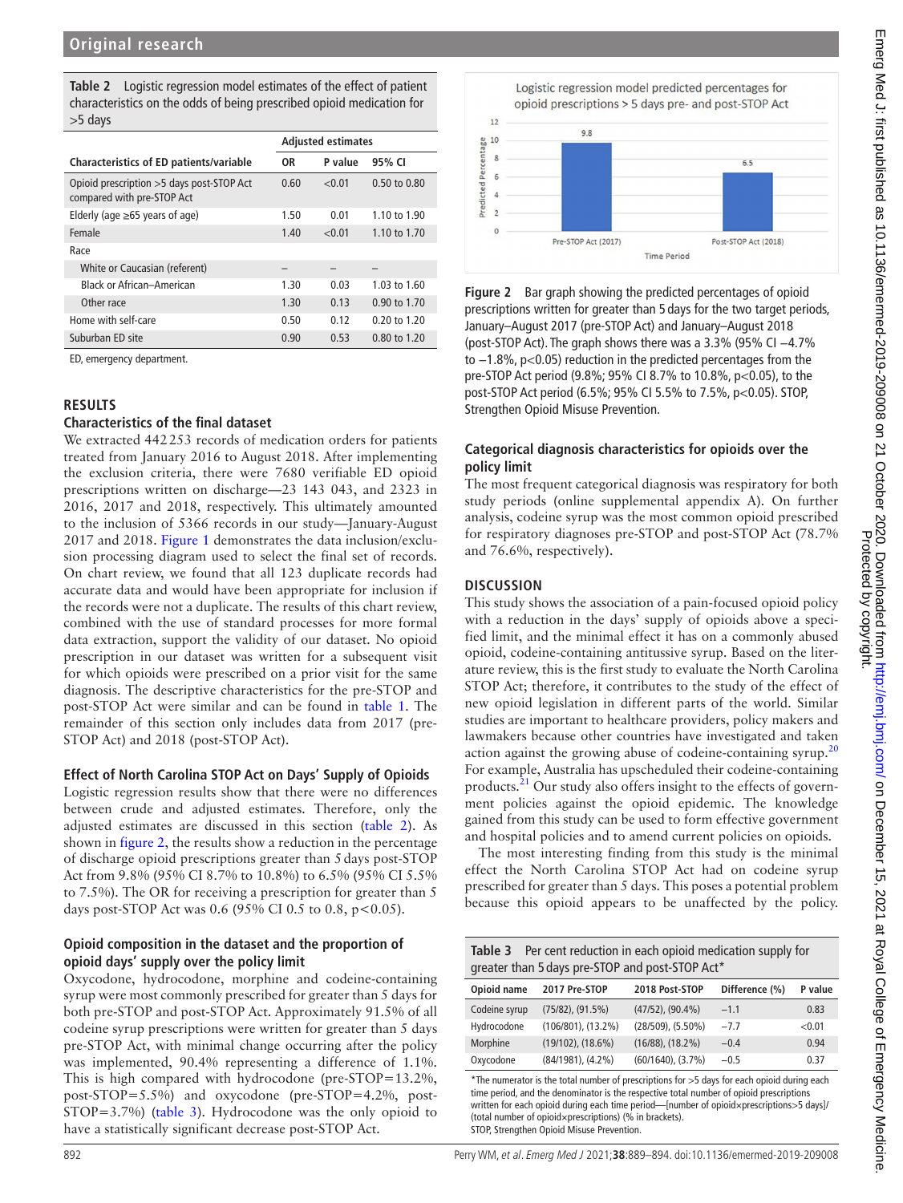**Table 2** Logistic regression model estimates of the effect of patient characteristics on the odds of being prescribed opioid medication for >5 days

| Characteristics of ED patients/variable | Adjusted estimates | | |
|---|---|---|---|
| | OR | P value | 95% CI |
| Opioid prescription >5 days post-STOP Act compared with pre-STOP Act | 0.60 | <0.01 | 0.50 to 0.80 |
| Elderly (age ≥65 years of age) | 1.50 | 0.01 | 1.10 to 1.90 |
| Female | 1.40 | <0.01 | 1.10 to 1.70 |
| Race | | | |
| White or Caucasian (referent) | – | – | – |
| Black or African–American | 1.30 | 0.03 | 1.03 to 1.60 |
| Other race | 1.30 | 0.13 | 0.90 to 1.70 |
| Home with self-care | 0.50 | 0.12 | 0.20 to 1.20 |
| Suburban ED site | 0.90 | 0.53 | 0.80 to 1.20 |

ED, emergency department.

## RESULTS

### Characteristics of the final dataset

We extracted 442 253 records of medication orders for patients treated from January 2016 to August 2018. After implementing the exclusion criteria, there were 7680 verifiable ED opioid prescriptions written on discharge—23 143 043, and 2323 in 2016, 2017 and 2018, respectively. This ultimately amounted to the inclusion of 5366 records in our study—January-August 2017 and 2018. Figure 1 demonstrates the data inclusion/exclusion processing diagram used to select the final set of records. On chart review, we found that all 123 duplicate records had accurate data and would have been appropriate for inclusion if the records were not a duplicate. The results of this chart review, combined with the use of standard processes for more formal data extraction, support the validity of our dataset. No opioid prescription in our dataset was written for a subsequent visit for which opioids were prescribed on a prior visit for the same diagnosis. The descriptive characteristics for the pre-STOP and post-STOP Act were similar and can be found in table 1. The remainder of this section only includes data from 2017 (pre-STOP Act) and 2018 (post-STOP Act).

### Effect of North Carolina STOP Act on Days' Supply of Opioids

Logistic regression results show that there were no differences between crude and adjusted estimates. Therefore, only the adjusted estimates are discussed in this section (table 2). As shown in figure 2, the results show a reduction in the percentage of discharge opioid prescriptions greater than 5 days post-STOP Act from 9.8% (95% CI 8.7% to 10.8%) to 6.5% (95% CI 5.5% to 7.5%). The OR for receiving a prescription for greater than 5 days post-STOP Act was 0.6 (95% CI 0.5 to 0.8, $p<0.05$).

### Opioid composition in the dataset and the proportion of opioid days' supply over the policy limit

Oxycodone, hydrocodone, morphine and codeine-containing syrup were most commonly prescribed for greater than 5 days for both pre-STOP and post-STOP Act. Approximately 91.5% of all codeine syrup prescriptions were written for greater than 5 days pre-STOP Act, with minimal change occurring after the policy was implemented, 90.4% representing a difference of 1.1%. This is high compared with hydrocodone (pre-STOP=13.2%, post-STOP=5.5%) and oxycodone (pre-STOP=4.2%, post-STOP=3.7%) (table 3). Hydrocodone was the only opioid to have a statistically significant decrease post-STOP Act.

Figure 2 Bar graph showing the predicted percentages of opioid prescriptions written for greater than 5 days for the two target periods, January–August 2017 (pre-STOP Act) and January–August 2018 (post-STOP Act). The graph shows there was a 3.3% (95% CI −4.7% to −1.8%, $p<0.05$) reduction in the predicted percentages from the pre-STOP Act period (9.8%; 95% CI 8.7% to 10.8%, $p<0.05$), to the post-STOP Act period (6.5%; 95% CI 5.5% to 7.5%, $p<0.05$). STOP, Strengthen Opioid Misuse Prevention.

### Categorical diagnosis characteristics for opioids over the policy limit

The most frequent categorical diagnosis was respiratory for both study periods (online supplemental appendix A). On further analysis, codeine syrup was the most common opioid prescribed for respiratory diagnoses pre-STOP and post-STOP Act (78.7% and 76.6%, respectively).

## DISCUSSION

This study shows the association of a pain-focused opioid policy with a reduction in the days' supply of opioids above a specified limit, and the minimal effect it has on a commonly abused opioid, codeine-containing antitussive syrup. Based on the literature review, this is the first study to evaluate the North Carolina STOP Act; therefore, it contributes to the study of the effect of new opioid legislation in different parts of the world. Similar studies are important to healthcare providers, policy makers and lawmakers because other countries have investigated and taken action against the growing abuse of codeine-containing syrup.[20] For example, Australia has upscheduled their codeine-containing products.[21] Our study also offers insight to the effects of government policies against the opioid epidemic. The knowledge gained from this study can be used to form effective government and hospital policies and to amend current policies on opioids.

The most interesting finding from this study is the minimal effect the North Carolina STOP Act had on codeine syrup prescribed for greater than 5 days. This poses a potential problem because this opioid appears to be unaffected by the policy.

**Table 3** Per cent reduction in each opioid medication supply for greater than 5 days pre-STOP and post-STOP Act*

| Opioid name | 2017 Pre-STOP | 2018 Post-STOP | Difference (%) | P value |
|---|---|---|---|---|
| Codeine syrup | (75/82), (91.5%) | (47/52), (90.4%) | −1.1 | 0.83 |
| Hydrocodone | (106/801), (13.2%) | (28/509), (5.50%) | −7.7 | <0.01 |
| Morphine | (19/102), (18.6%) | (16/88), (18.2%) | −0.4 | 0.94 |
| Oxycodone | (84/1981), (4.2%) | (60/1640), (3.7%) | −0.5 | 0.37 |

*The numerator is the total number of prescriptions for >5 days for each opioid during each time period, and the denominator is the respective total number of opioid prescriptions written for each opioid during each time period—[number of opioid×prescriptions>5 days]/(total number of opioid×prescriptions) (% in brackets).
STOP, Strengthen Opioid Misuse Prevention.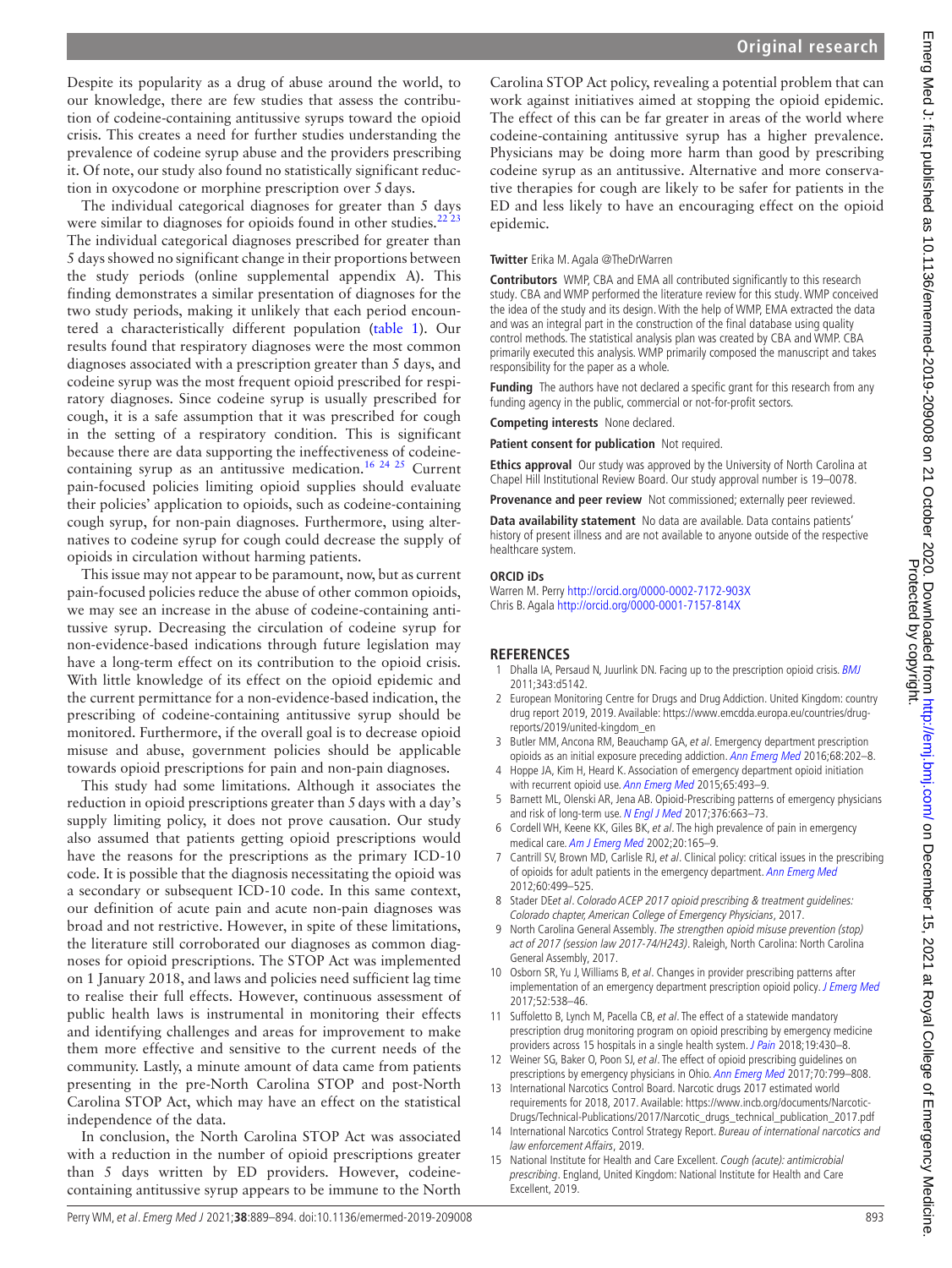Despite its popularity as a drug of abuse around the world, to our knowledge, there are few studies that assess the contribution of codeine-containing antitussive syrups toward the opioid crisis. This creates a need for further studies understanding the prevalence of codeine syrup abuse and the providers prescribing it. Of note, our study also found no statistically significant reduction in oxycodone or morphine prescription over 5 days.

The individual categorical diagnoses for greater than 5 days were similar to diagnoses for opioids found in other studies.[22 23] The individual categorical diagnoses prescribed for greater than 5 days showed no significant change in their proportions between the study periods (online supplemental appendix A). This finding demonstrates a similar presentation of diagnoses for the two study periods, making it unlikely that each period encountered a characteristically different population (table 1). Our results found that respiratory diagnoses were the most common diagnoses associated with a prescription greater than 5 days, and codeine syrup was the most frequent opioid prescribed for respiratory diagnoses. Since codeine syrup is usually prescribed for cough, it is a safe assumption that it was prescribed for cough in the setting of a respiratory condition. This is significant because there are data supporting the ineffectiveness of codeine-containing syrup as an antitussive medication.[16 24 25] Current pain-focused policies limiting opioid supplies should evaluate their policies' application to opioids, such as codeine-containing cough syrup, for non-pain diagnoses. Furthermore, using alternatives to codeine syrup for cough could decrease the supply of opioids in circulation without harming patients.

This issue may not appear to be paramount, now, but as current pain-focused policies reduce the abuse of other common opioids, we may see an increase in the abuse of codeine-containing antitussive syrup. Decreasing the circulation of codeine syrup for non-evidence-based indications through future legislation may have a long-term effect on its contribution to the opioid crisis. With little knowledge of its effect on the opioid epidemic and the current permittance for a non-evidence-based indication, the prescribing of codeine-containing antitussive syrup should be monitored. Furthermore, if the overall goal is to decrease opioid misuse and abuse, government policies should be applicable towards opioid prescriptions for pain and non-pain diagnoses.

This study had some limitations. Although it associates the reduction in opioid prescriptions greater than 5 days with a day's supply limiting policy, it does not prove causation. Our study also assumed that patients getting opioid prescriptions would have the reasons for the prescriptions as the primary ICD-10 code. It is possible that the diagnosis necessitating the opioid was a secondary or subsequent ICD-10 code. In this same context, our definition of acute pain and acute non-pain diagnoses was broad and not restrictive. However, in spite of these limitations, the literature still corroborated our diagnoses as common diagnoses for opioid prescriptions. The STOP Act was implemented on 1 January 2018, and laws and policies need sufficient lag time to realise their full effects. However, continuous assessment of public health laws is instrumental in monitoring their effects and identifying challenges and areas for improvement to make them more effective and sensitive to the current needs of the community. Lastly, a minute amount of data came from patients presenting in the pre-North Carolina STOP and post-North Carolina STOP Act, which may have an effect on the statistical independence of the data.

In conclusion, the North Carolina STOP Act was associated with a reduction in the number of opioid prescriptions greater than 5 days written by ED providers. However, codeine-containing antitussive syrup appears to be immune to the North Carolina STOP Act policy, revealing a potential problem that can work against initiatives aimed at stopping the opioid epidemic. The effect of this can be far greater in areas of the world where codeine-containing antitussive syrup has a higher prevalence. Physicians may be doing more harm than good by prescribing codeine syrup as an antitussive. Alternative and more conservative therapies for cough are likely to be safer for patients in the ED and less likely to have an encouraging effect on the opioid epidemic.

**Twitter** Erika M. Agala @TheDrWarren

**Contributors** WMP, CBA and EMA all contributed significantly to this research study. CBA and WMP performed the literature review for this study. WMP conceived the idea of the study and its design. With the help of WMP, EMA extracted the data and was an integral part in the construction of the final database using quality control methods. The statistical analysis plan was created by CBA and WMP. CBA primarily executed this analysis. WMP primarily composed the manuscript and takes responsibility for the paper as a whole.

**Funding** The authors have not declared a specific grant for this research from any funding agency in the public, commercial or not-for-profit sectors.

**Competing interests** None declared.

**Patient consent for publication** Not required.

**Ethics approval** Our study was approved by the University of North Carolina at Chapel Hill Institutional Review Board. Our study approval number is 19–0078.

**Provenance and peer review** Not commissioned; externally peer reviewed.

**Data availability statement** No data are available. Data contains patients' history of present illness and are not available to anyone outside of the respective healthcare system.

**ORCID iDs**

Warren M. Perry http://orcid.org/0000-0002-7172-903X
Chris B. Agala http://orcid.org/0000-0001-7157-814X

## REFERENCES

1. Dhalla IA, Persaud N, Juurlink DN. Facing up to the prescription opioid crisis. *BMJ* 2011;343:d5142.
2. European Monitoring Centre for Drugs and Drug Addiction. United Kingdom: country drug report 2019, 2019. Available: https://www.emcdda.europa.eu/countries/drug-reports/2019/united-kingdom_en
3. Butler MM, Ancona RM, Beauchamp GA, *et al*. Emergency department prescription opioids as an initial exposure preceding addiction. *Ann Emerg Med* 2016;68:202–8.
4. Hoppe JA, Kim H, Heard K. Association of emergency department opioid initiation with recurrent opioid use. *Ann Emerg Med* 2015;65:493–9.
5. Barnett ML, Olenski AR, Jena AB. Opioid-Prescribing patterns of emergency physicians and risk of long-term use. *N Engl J Med* 2017;376:663–73.
6. Cordell WH, Keene KK, Giles BK, *et al*. The high prevalence of pain in emergency medical care. *Am J Emerg Med* 2002;20:165–9.
7. Cantrill SV, Brown MD, Carlisle RJ, *et al*. Clinical policy: critical issues in the prescribing of opioids for adult patients in the emergency department. *Ann Emerg Med* 2012;60:499–525.
8. Stader D*et al*. *Colorado ACEP 2017 opioid prescribing & treatment guidelines: Colorado chapter, American College of Emergency Physicians*, 2017.
9. North Carolina General Assembly. *The strengthen opioid misuse prevention (stop) act of 2017 (session law 2017-74/H243)*. Raleigh, North Carolina: North Carolina General Assembly, 2017.
10. Osborn SR, Yu J, Williams B, *et al*. Changes in provider prescribing patterns after implementation of an emergency department prescription opioid policy. *J Emerg Med* 2017;52:538–46.
11. Suffoletto B, Lynch M, Pacella CB, *et al*. The effect of a statewide mandatory prescription drug monitoring program on opioid prescribing by emergency medicine providers across 15 hospitals in a single health system. *J Pain* 2018;19:430–8.
12. Weiner SG, Baker O, Poon SJ, *et al*. The effect of opioid prescribing guidelines on prescriptions by emergency physicians in Ohio. *Ann Emerg Med* 2017;70:799–808.
13. International Narcotics Control Board. Narcotic drugs 2017 estimated world requirements for 2018, 2017. Available: https://www.incb.org/documents/Narcotic-Drugs/Technical-Publications/2017/Narcotic_drugs_technical_publication_2017.pdf
14. International Narcotics Control Strategy Report. *Bureau of international narcotics and law enforcement Affairs*, 2019.
15. National Institute for Health and Care Excellent. *Cough (acute): antimicrobial prescribing*. England, United Kingdom: National Institute for Health and Care Excellent, 2019.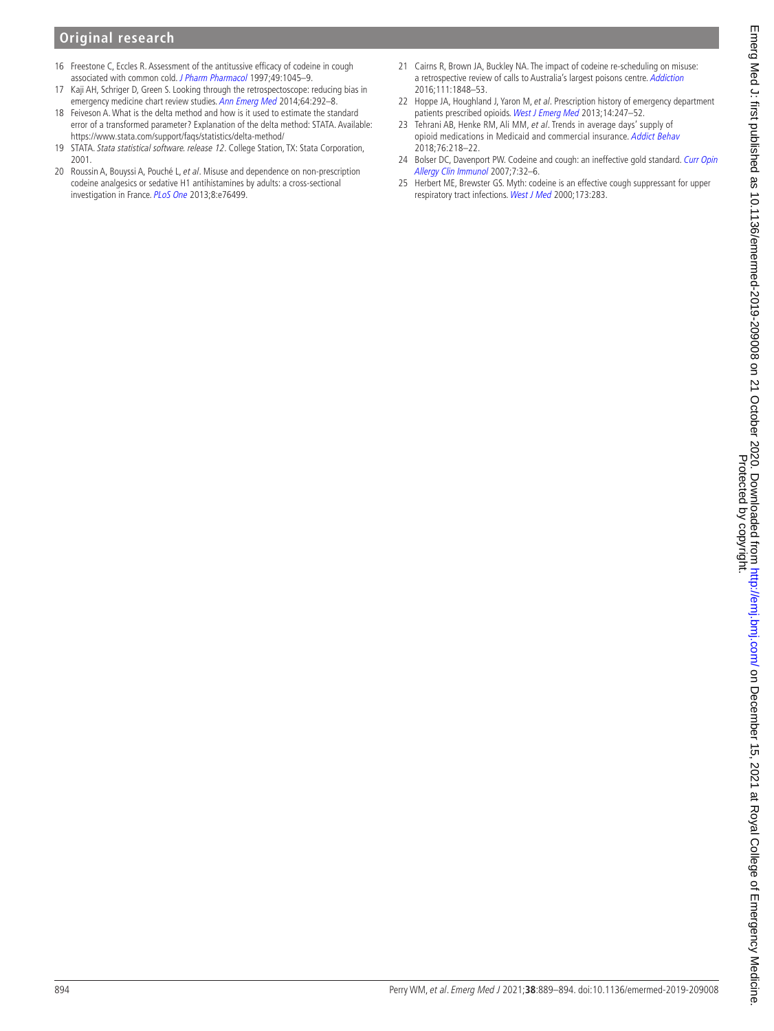16 Freestone C, Eccles R. Assessment of the antitussive efficacy of codeine in cough associated with common cold. *J Pharm Pharmacol* 1997;49:1045–9.

17 Kaji AH, Schriger D, Green S. Looking through the retrospectoscope: reducing bias in emergency medicine chart review studies. *Ann Emerg Med* 2014;64:292–8.

18 Feiveson A. What is the delta method and how is it used to estimate the standard error of a transformed parameter? Explanation of the delta method: STATA. Available: https://www.stata.com/support/faqs/statistics/delta-method/

19 STATA. *Stata statistical software. release 12*. College Station, TX: Stata Corporation, 2001.

20 Roussin A, Bouyssi A, Pouché L, *et al*. Misuse and dependence on non-prescription codeine analgesics or sedative H1 antihistamines by adults: a cross-sectional investigation in France. *PLoS One* 2013;8:e76499.

21 Cairns R, Brown JA, Buckley NA. The impact of codeine re-scheduling on misuse: a retrospective review of calls to Australia's largest poisons centre. *Addiction* 2016;111:1848–53.

22 Hoppe JA, Houghland J, Yaron M, *et al*. Prescription history of emergency department patients prescribed opioids. *West J Emerg Med* 2013;14:247–52.

23 Tehrani AB, Henke RM, Ali MM, *et al*. Trends in average days' supply of opioid medications in Medicaid and commercial insurance. *Addict Behav* 2018;76:218–22.

24 Bolser DC, Davenport PW. Codeine and cough: an ineffective gold standard. *Curr Opin Allergy Clin Immunol* 2007;7:32–6.

25 Herbert ME, Brewster GS. Myth: codeine is an effective cough suppressant for upper respiratory tract infections. *West J Med* 2000;173:283.